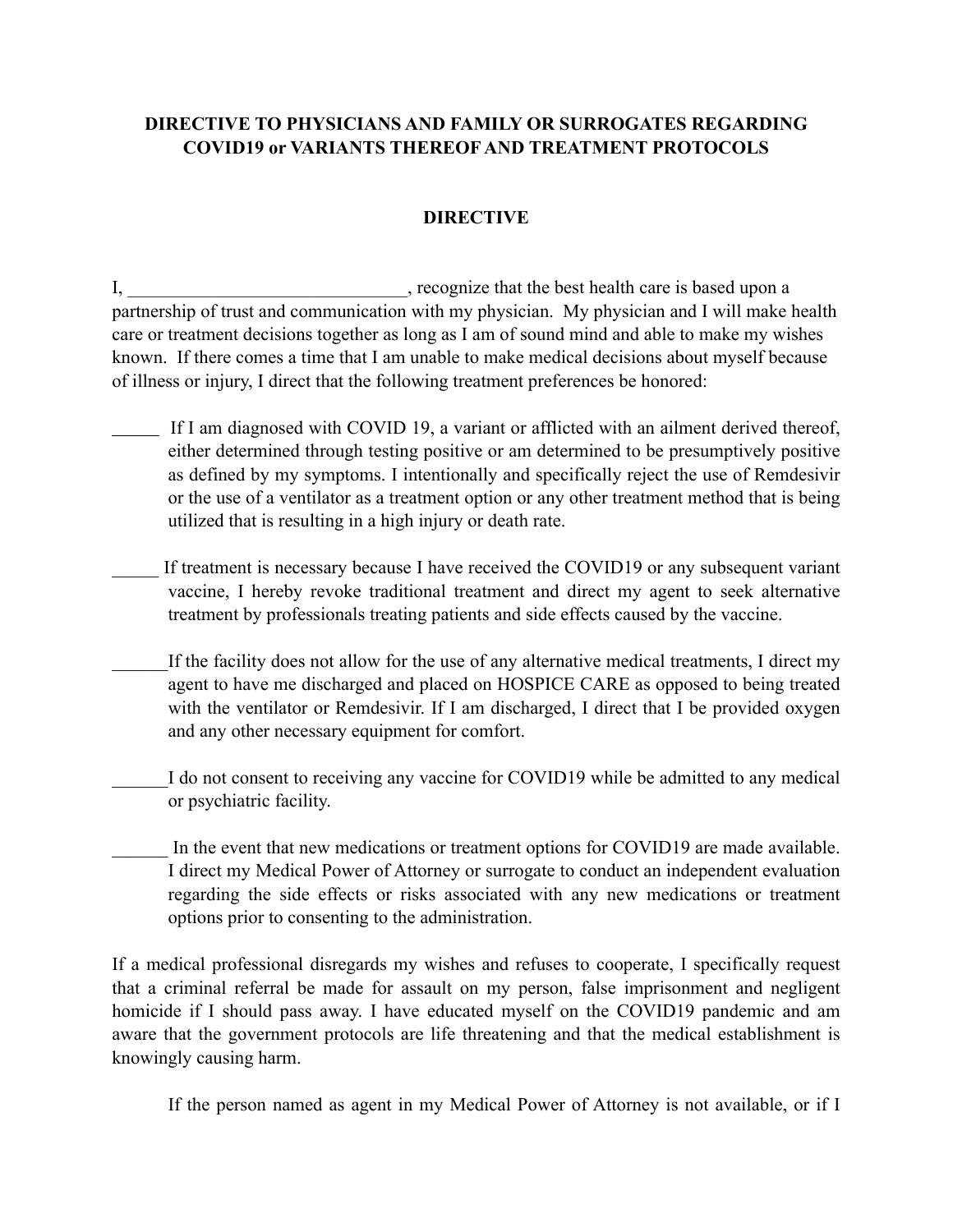**DIRECTIVE TO PHYSICIANS AND FAMILY OR SURROGATES REGARDING COVID19 or VARIANTS THEREOF AND TREATMENT PROTOCOLS**

**DIRECTIVE**

I, ______________________________, recognize that the best health care is based upon a partnership of trust and communication with my physician. My physician and I will make health care or treatment decisions together as long as I am of sound mind and able to make my wishes known. If there comes a time that I am unable to make medical decisions about myself because of illness or injury, I direct that the following treatment preferences be honored:

_____ If I am diagnosed with COVID 19, a variant or afflicted with an ailment derived thereof, either determined through testing positive or am determined to be presumptively positive as defined by my symptoms. I intentionally and specifically reject the use of Remdesivir or the use of a ventilator as a treatment option or any other treatment method that is being utilized that is resulting in a high injury or death rate.

_____ If treatment is necessary because I have received the COVID19 or any subsequent variant vaccine, I hereby revoke traditional treatment and direct my agent to seek alternative treatment by professionals treating patients and side effects caused by the vaccine.

______If the facility does not allow for the use of any alternative medical treatments, I direct my agent to have me discharged and placed on HOSPICE CARE as opposed to being treated with the ventilator or Remdesivir. If I am discharged, I direct that I be provided oxygen and any other necessary equipment for comfort.

______I do not consent to receiving any vaccine for COVID19 while be admitted to any medical or psychiatric facility.

______ In the event that new medications or treatment options for COVID19 are made available. I direct my Medical Power of Attorney or surrogate to conduct an independent evaluation regarding the side effects or risks associated with any new medications or treatment options prior to consenting to the administration.

If a medical professional disregards my wishes and refuses to cooperate, I specifically request that a criminal referral be made for assault on my person, false imprisonment and negligent homicide if I should pass away. I have educated myself on the COVID19 pandemic and am aware that the government protocols are life threatening and that the medical establishment is knowingly causing harm.

If the person named as agent in my Medical Power of Attorney is not available, or if I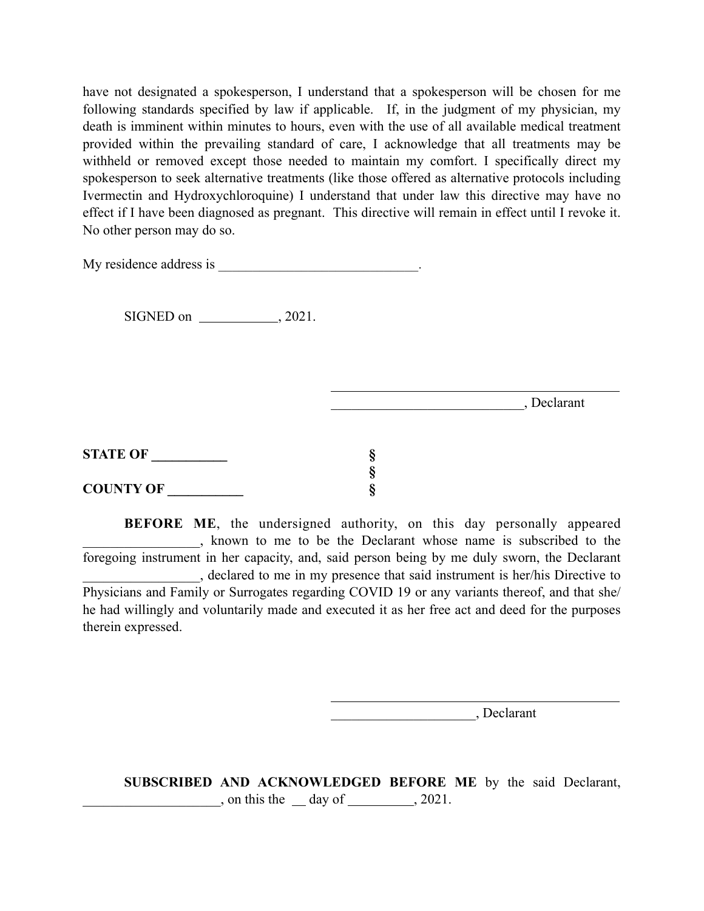have not designated a spokesperson, I understand that a spokesperson will be chosen for me following standards specified by law if applicable.  If, in the judgment of my physician, my death is imminent within minutes to hours, even with the use of all available medical treatment provided within the prevailing standard of care, I acknowledge that all treatments may be withheld or removed except those needed to maintain my comfort. I specifically direct my spokesperson to seek alternative treatments (like those offered as alternative protocols including Ivermectin and Hydroxychloroquine) I understand that under law this directive may have no effect if I have been diagnosed as pregnant.  This directive will remain in effect until I revoke it. No other person may do so.

My residence address is _____________________________.

SIGNED on ____________, 2021.

_____________________________________________

____________________________, Declarant

**STATE OF ___________** §
§
**COUNTY OF ___________** §

**BEFORE ME**, the undersigned authority, on this day personally appeared _________________, known to me to be the Declarant whose name is subscribed to the foregoing instrument in her capacity, and, said person being by me duly sworn, the Declarant _________________, declared to me in my presence that said instrument is her/his Directive to Physicians and Family or Surrogates regarding COVID 19 or any variants thereof, and that she/he had willingly and voluntarily made and executed it as her free act and deed for the purposes therein expressed.

_____________________________________________

_____________________, Declarant

**SUBSCRIBED AND ACKNOWLEDGED BEFORE ME** by the said Declarant, ____________________, on this the __ day of __________, 2021.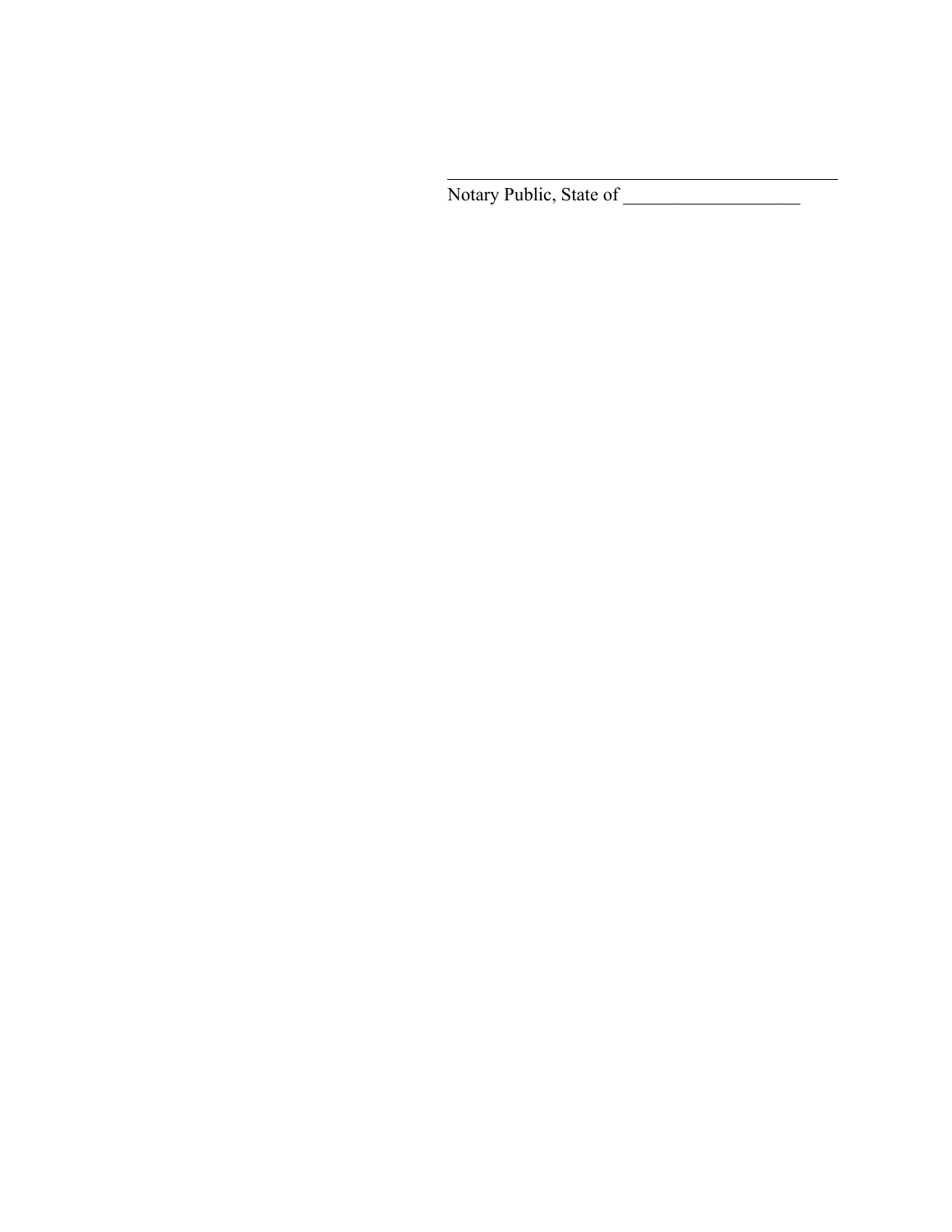\_\_\_\_\_\_\_\_\_\_\_\_\_\_\_\_\_\_\_\_\_\_\_\_\_\_\_\_\_\_\_\_\_\_\_\_\_\_\_\_

Notary Public, State of \_\_\_\_\_\_\_\_\_\_\_\_\_\_\_\_\_\_\_